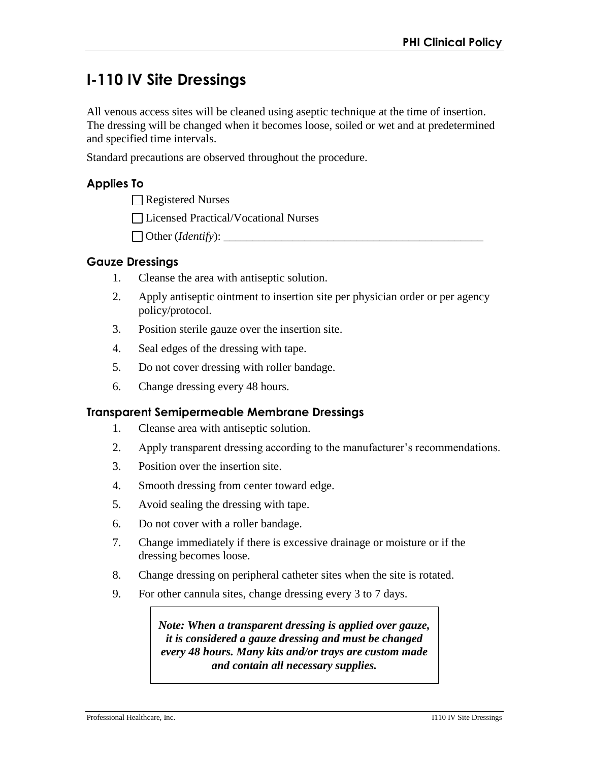# I-110 IV Site Dressings

All venous access sites will be cleaned using aseptic technique at the time of insertion. The dressing will be changed when it becomes loose, soiled or wet and at predetermined and specified time intervals.

Standard precautions are observed throughout the procedure.

## Applies To

☐ Registered Nurses

☐ Licensed Practical/Vocational Nurses

☐ Other (*Identify*): _______________________________________________

### Gauze Dressings

1. Cleanse the area with antiseptic solution.
2. Apply antiseptic ointment to insertion site per physician order or per agency policy/protocol.
3. Position sterile gauze over the insertion site.
4. Seal edges of the dressing with tape.
5. Do not cover dressing with roller bandage.
6. Change dressing every 48 hours.

### Transparent Semipermeable Membrane Dressings

1. Cleanse area with antiseptic solution.
2. Apply transparent dressing according to the manufacturer's recommendations.
3. Position over the insertion site.
4. Smooth dressing from center toward edge.
5. Avoid sealing the dressing with tape.
6. Do not cover with a roller bandage.
7. Change immediately if there is excessive drainage or moisture or if the dressing becomes loose.
8. Change dressing on peripheral catheter sites when the site is rotated.
9. For other cannula sites, change dressing every 3 to 7 days.

> ***Note: When a transparent dressing is applied over gauze, it is considered a gauze dressing and must be changed every 48 hours. Many kits and/or trays are custom made and contain all necessary supplies.***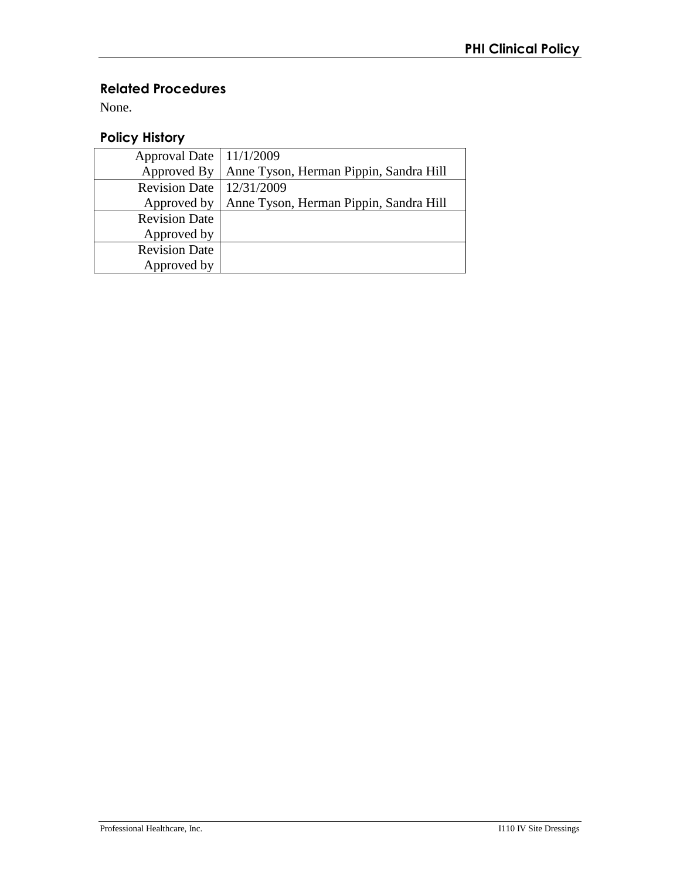## Related Procedures

None.

## Policy History

| | |
|---|---|
| Approval Date | 11/1/2009 |
| Approved By | Anne Tyson, Herman Pippin, Sandra Hill |
| Revision Date | 12/31/2009 |
| Approved by | Anne Tyson, Herman Pippin, Sandra Hill |
| Revision Date | |
| Approved by | |
| Revision Date | |
| Approved by | |